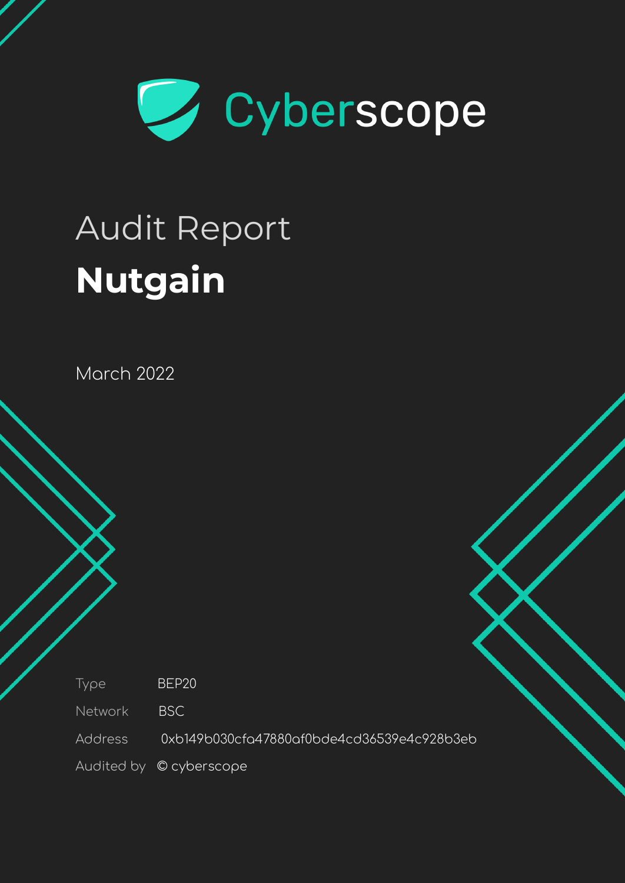Cyberscope

# Audit Report
## **Nutgain**

March 2022

| | |
|---|---|
| Type | BEP20 |
| Network | BSC |
| Address | 0xb149b030cfa47880af0bde4cd36539e4c928b3eb |
| Audited by | © cyberscope |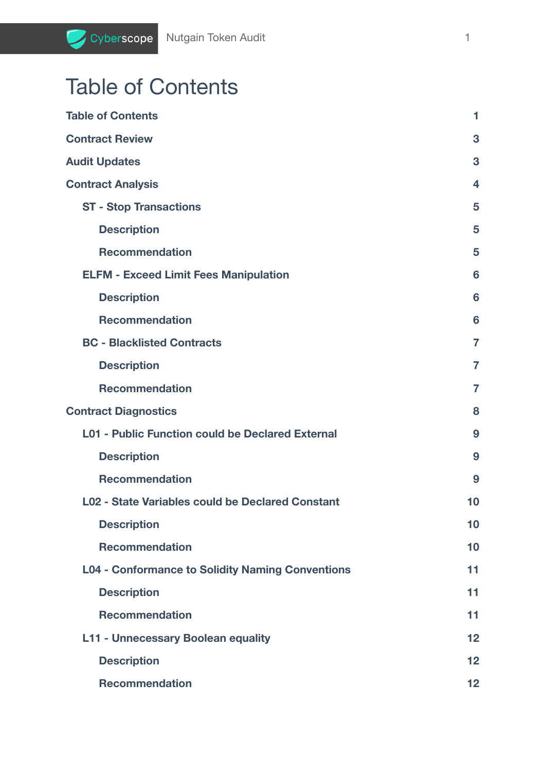# Table of Contents

| | |
|---|---|
| **Table of Contents** | **1** |
| **Contract Review** | **3** |
| **Audit Updates** | **3** |
| **Contract Analysis** | **4** |
| **ST - Stop Transactions** | **5** |
| **Description** | **5** |
| **Recommendation** | **5** |
| **ELFM - Exceed Limit Fees Manipulation** | **6** |
| **Description** | **6** |
| **Recommendation** | **6** |
| **BC - Blacklisted Contracts** | **7** |
| **Description** | **7** |
| **Recommendation** | **7** |
| **Contract Diagnostics** | **8** |
| **L01 - Public Function could be Declared External** | **9** |
| **Description** | **9** |
| **Recommendation** | **9** |
| **L02 - State Variables could be Declared Constant** | **10** |
| **Description** | **10** |
| **Recommendation** | **10** |
| **L04 - Conformance to Solidity Naming Conventions** | **11** |
| **Description** | **11** |
| **Recommendation** | **11** |
| **L11 - Unnecessary Boolean equality** | **12** |
| **Description** | **12** |
| **Recommendation** | **12** |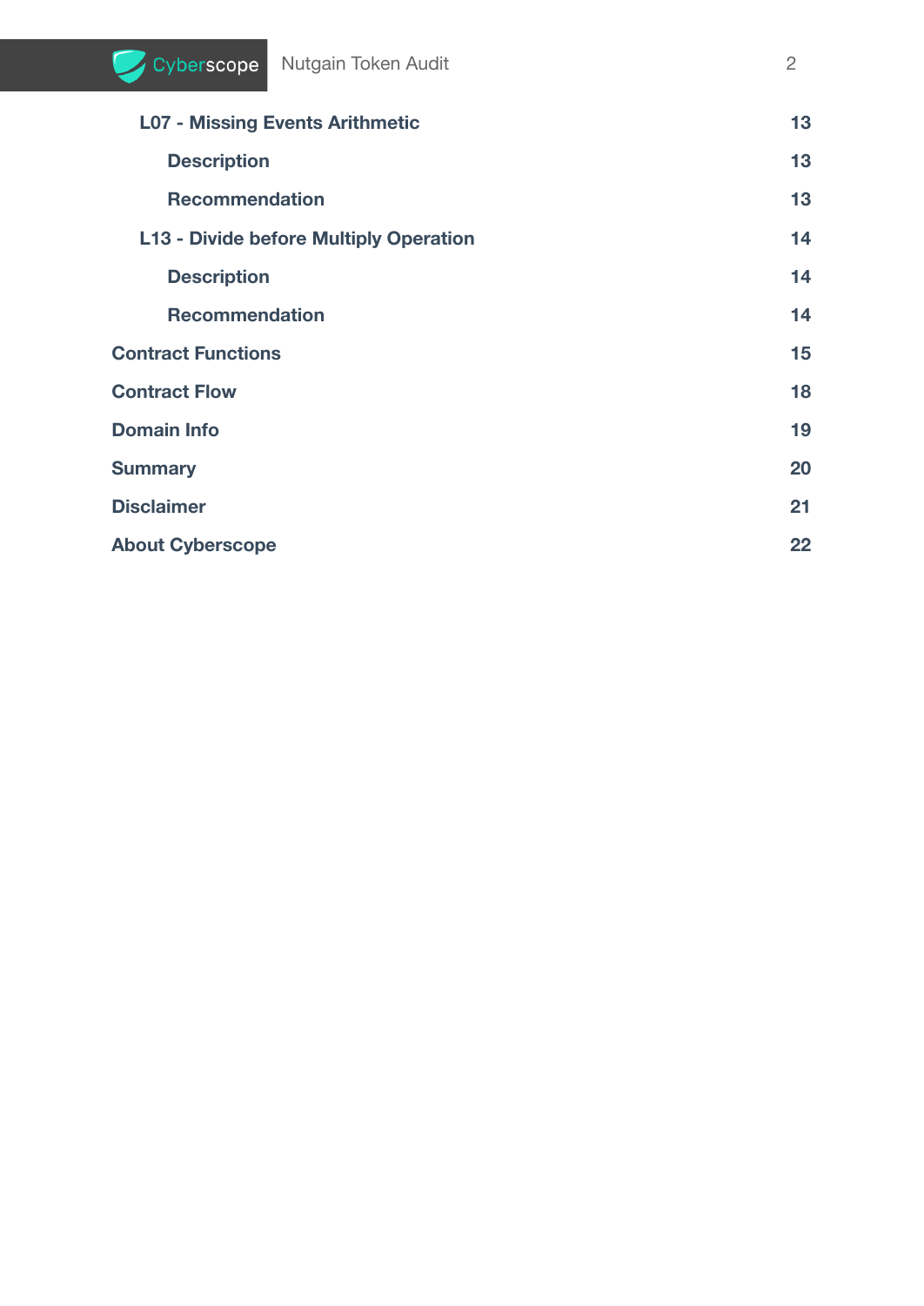| | |
|---|---|
| L07 - Missing Events Arithmetic | 13 |
| Description | 13 |
| Recommendation | 13 |
| L13 - Divide before Multiply Operation | 14 |
| Description | 14 |
| Recommendation | 14 |
| Contract Functions | 15 |
| Contract Flow | 18 |
| Domain Info | 19 |
| Summary | 20 |
| Disclaimer | 21 |
| About Cyberscope | 22 |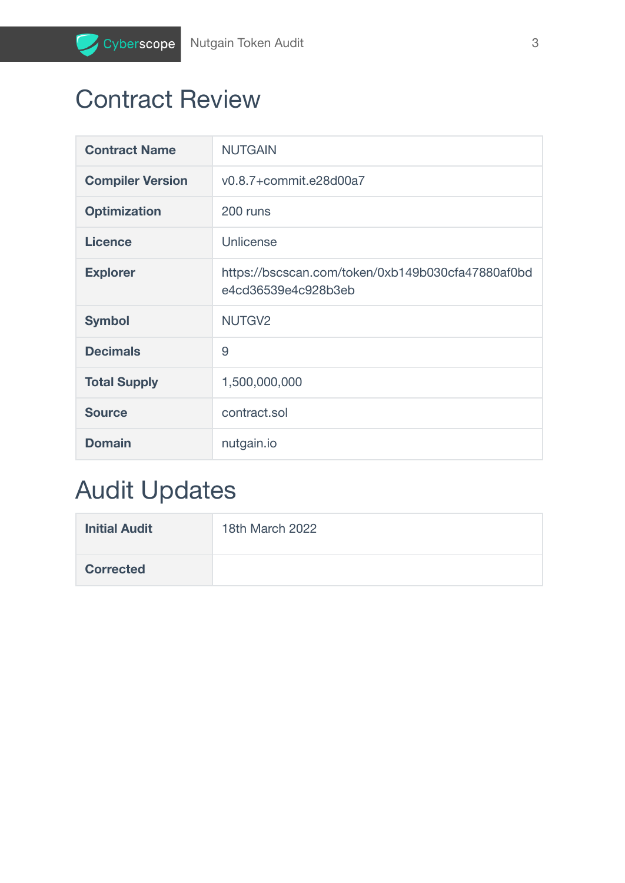# Contract Review

| | |
|---|---|
| **Contract Name** | NUTGAIN |
| **Compiler Version** | v0.8.7+commit.e28d00a7 |
| **Optimization** | 200 runs |
| **Licence** | Unlicense |
| **Explorer** | https://bscscan.com/token/0xb149b030cfa47880af0bde4cd36539e4c928b3eb |
| **Symbol** | NUTGV2 |
| **Decimals** | 9 |
| **Total Supply** | 1,500,000,000 |
| **Source** | contract.sol |
| **Domain** | nutgain.io |

# Audit Updates

| | |
|---|---|
| **Initial Audit** | 18th March 2022 |
| **Corrected** | |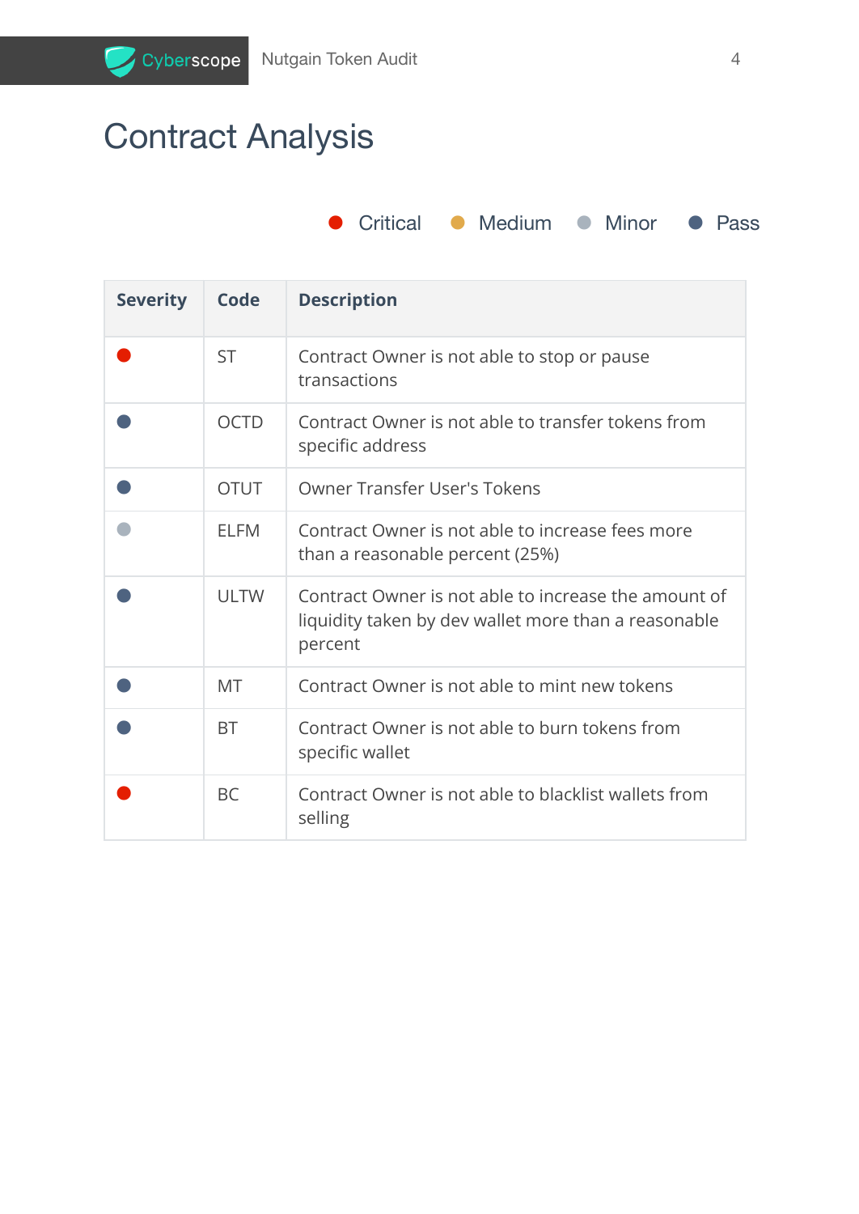# Contract Analysis

● Critical ● Medium ● Minor ● Pass

| Severity | Code | Description |
|---|---|---|
| ● Critical | ST | Contract Owner is not able to stop or pause transactions |
| ● Pass | OCTD | Contract Owner is not able to transfer tokens from specific address |
| ● Pass | OTUT | Owner Transfer User's Tokens |
| ● Minor | ELFM | Contract Owner is not able to increase fees more than a reasonable percent (25%) |
| ● Pass | ULTW | Contract Owner is not able to increase the amount of liquidity taken by dev wallet more than a reasonable percent |
| ● Pass | MT | Contract Owner is not able to mint new tokens |
| ● Pass | BT | Contract Owner is not able to burn tokens from specific wallet |
| ● Critical | BC | Contract Owner is not able to blacklist wallets from selling |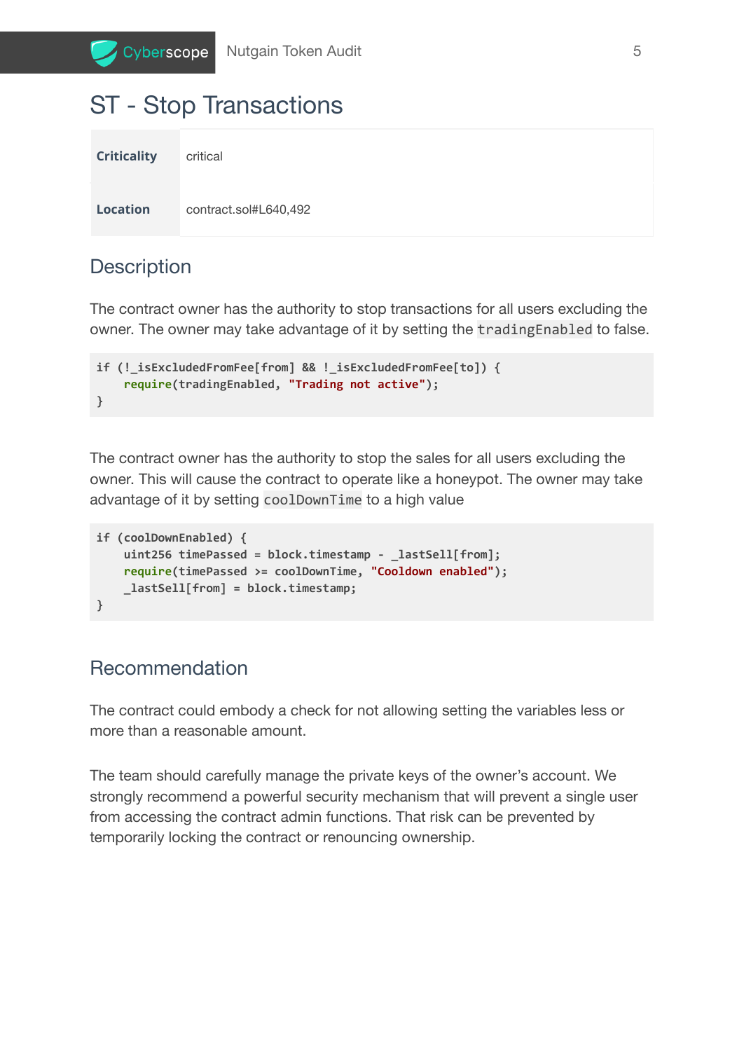## ST - Stop Transactions

| | |
|---|---|
| **Criticality** | critical |
| **Location** | contract.sol#L640,492 |

### Description

The contract owner has the authority to stop transactions for all users excluding the owner. The owner may take advantage of it by setting the `tradingEnabled` to false.

```
if (!_isExcludedFromFee[from] && !_isExcludedFromFee[to]) {
    require(tradingEnabled, "Trading not active");
}
```

The contract owner has the authority to stop the sales for all users excluding the owner. This will cause the contract to operate like a honeypot. The owner may take advantage of it by setting `coolDownTime` to a high value

```
if (coolDownEnabled) {
    uint256 timePassed = block.timestamp - _lastSell[from];
    require(timePassed >= coolDownTime, "Cooldown enabled");
    _lastSell[from] = block.timestamp;
}
```

### Recommendation

The contract could embody a check for not allowing setting the variables less or more than a reasonable amount.

The team should carefully manage the private keys of the owner's account. We strongly recommend a powerful security mechanism that will prevent a single user from accessing the contract admin functions. That risk can be prevented by temporarily locking the contract or renouncing ownership.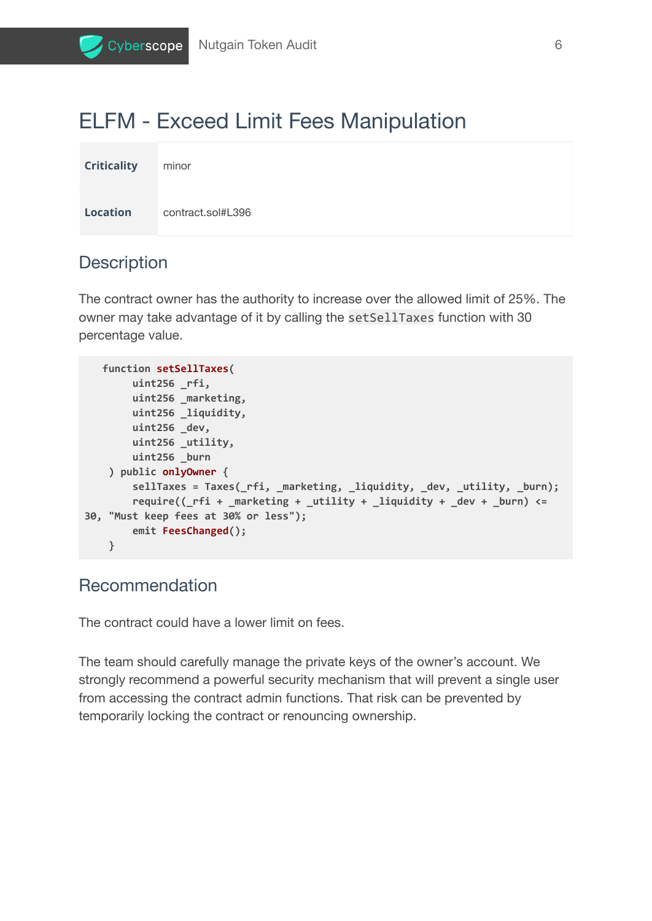# ELFM - Exceed Limit Fees Manipulation

| | |
|---|---|
| **Criticality** | minor |
| **Location** | contract.sol#L396 |

## Description

The contract owner has the authority to increase over the allowed limit of 25%. The owner may take advantage of it by calling the `setSellTaxes` function with 30 percentage value.

```
    function setSellTaxes(
        uint256 _rfi,
        uint256 _marketing,
        uint256 _liquidity,
        uint256 _dev,
        uint256 _utility,
        uint256 _burn
    ) public onlyOwner {
        sellTaxes = Taxes(_rfi, _marketing, _liquidity, _dev, _utility, _burn);
        require((_rfi + _marketing + _utility + _liquidity + _dev + _burn) <=
30, "Must keep fees at 30% or less");
        emit FeesChanged();
    }
```

## Recommendation

The contract could have a lower limit on fees.

The team should carefully manage the private keys of the owner's account. We strongly recommend a powerful security mechanism that will prevent a single user from accessing the contract admin functions. That risk can be prevented by temporarily locking the contract or renouncing ownership.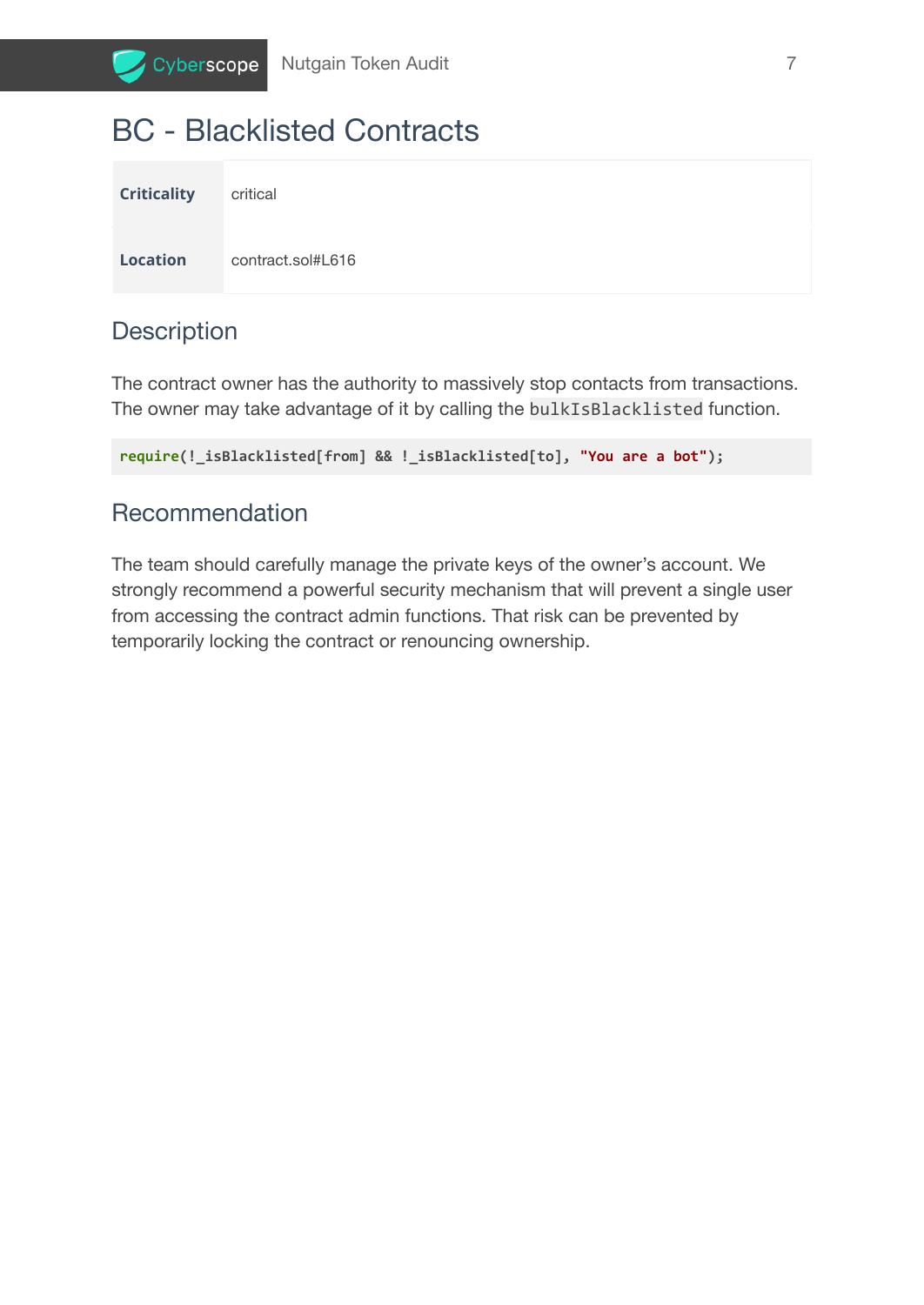# BC - Blacklisted Contracts

| | |
|---|---|
| **Criticality** | critical |
| **Location** | contract.sol#L616 |

## Description

The contract owner has the authority to massively stop contacts from transactions. The owner may take advantage of it by calling the `bulkIsBlacklisted` function.

```
require(!_isBlacklisted[from] && !_isBlacklisted[to], "You are a bot");
```

## Recommendation

The team should carefully manage the private keys of the owner's account. We strongly recommend a powerful security mechanism that will prevent a single user from accessing the contract admin functions. That risk can be prevented by temporarily locking the contract or renouncing ownership.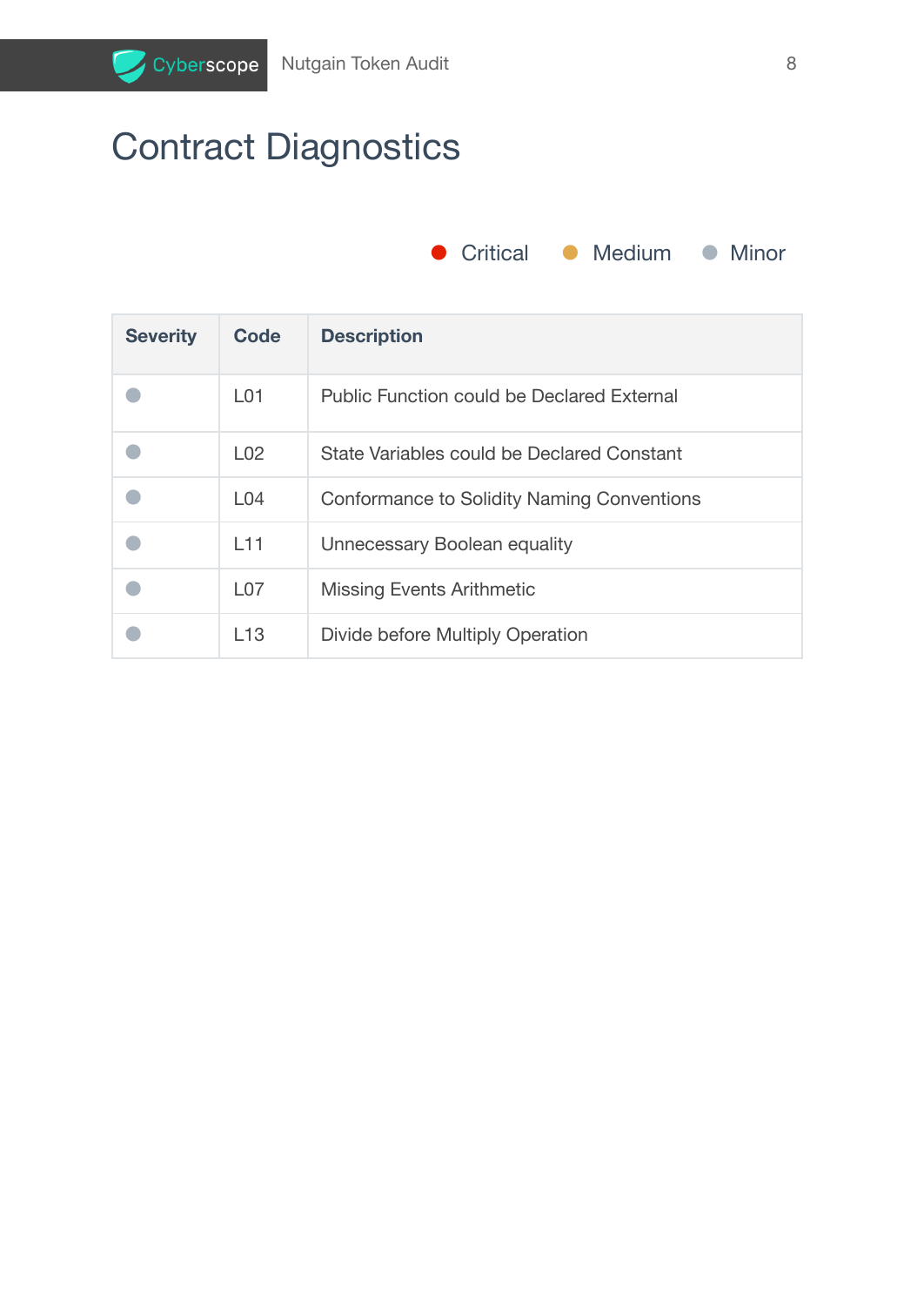# Contract Diagnostics

● Critical ● Medium ● Minor

| Severity | Code | Description |
|---|---|---|
| ● | L01 | Public Function could be Declared External |
| ● | L02 | State Variables could be Declared Constant |
| ● | L04 | Conformance to Solidity Naming Conventions |
| ● | L11 | Unnecessary Boolean equality |
| ● | L07 | Missing Events Arithmetic |
| ● | L13 | Divide before Multiply Operation |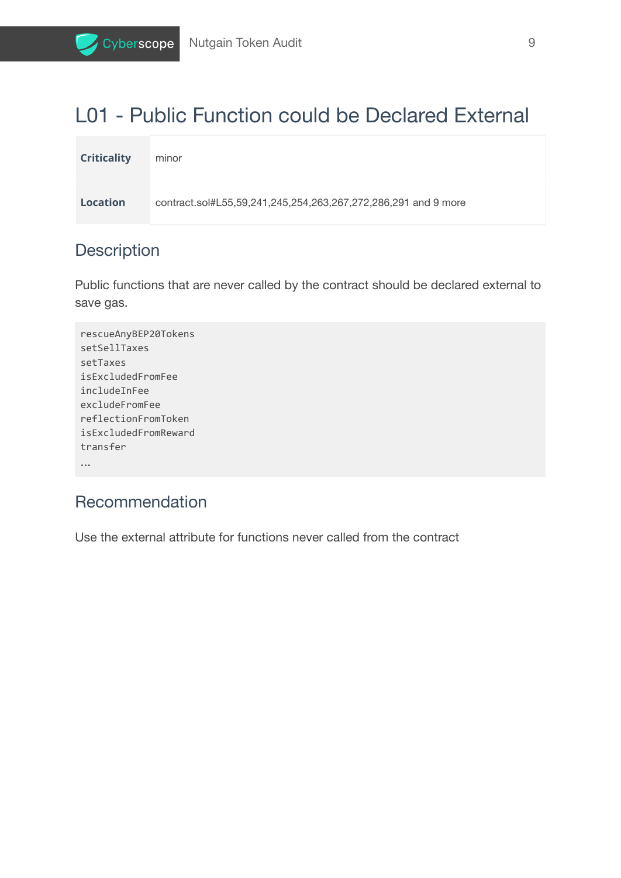# L01 - Public Function could be Declared External

| | |
|---|---|
| **Criticality** | minor |
| **Location** | contract.sol#L55,59,241,245,254,263,267,272,286,291 and 9 more |

## Description

Public functions that are never called by the contract should be declared external to save gas.

```
rescueAnyBEP20Tokens
setSellTaxes
setTaxes
isExcludedFromFee
includeInFee
excludeFromFee
reflectionFromToken
isExcludedFromReward
transfer
...
```

## Recommendation

Use the external attribute for functions never called from the contract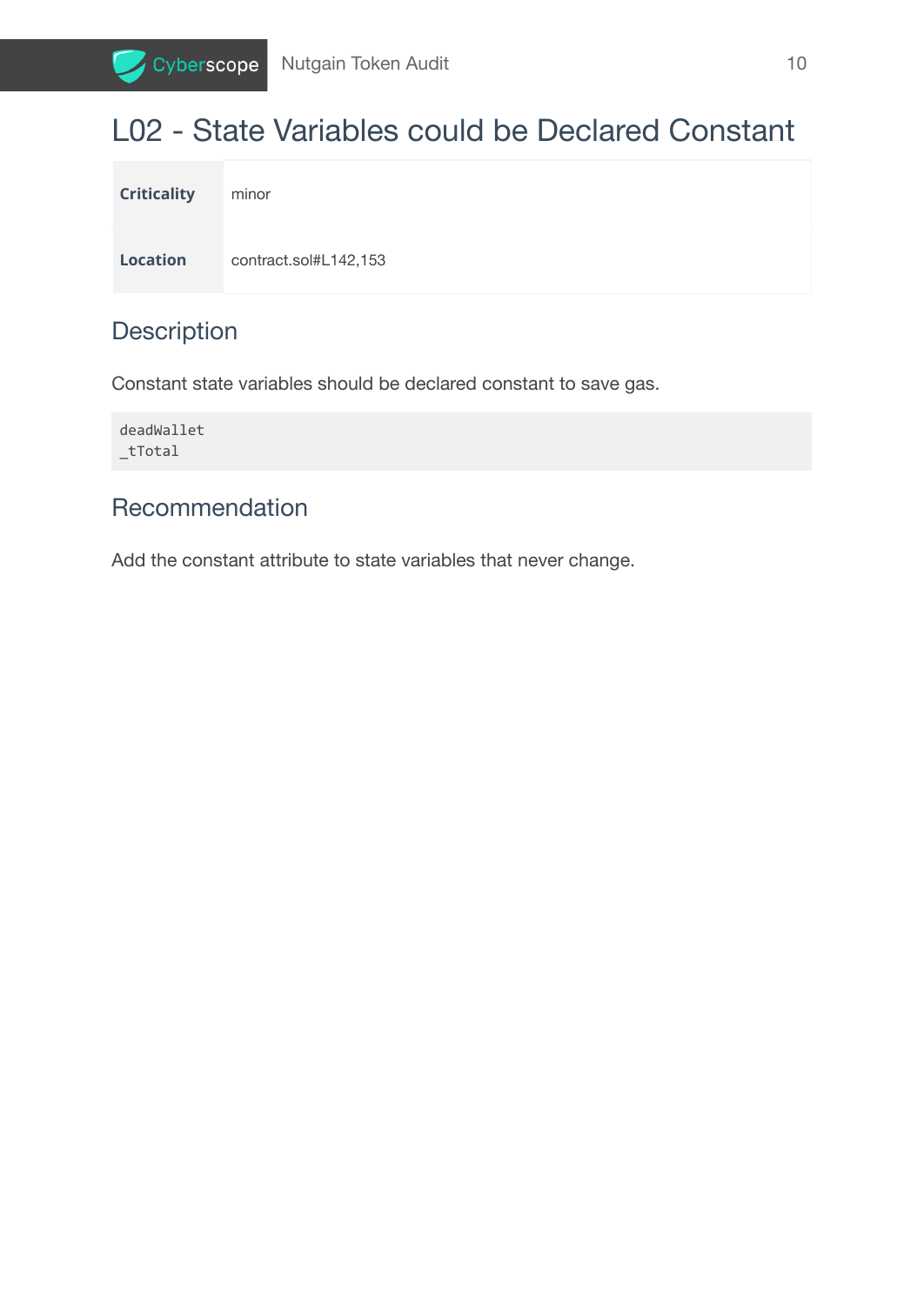# L02 - State Variables could be Declared Constant

| | |
|---|---|
| **Criticality** | minor |
| **Location** | contract.sol#L142,153 |

## Description

Constant state variables should be declared constant to save gas.

```
deadWallet
_tTotal
```

## Recommendation

Add the constant attribute to state variables that never change.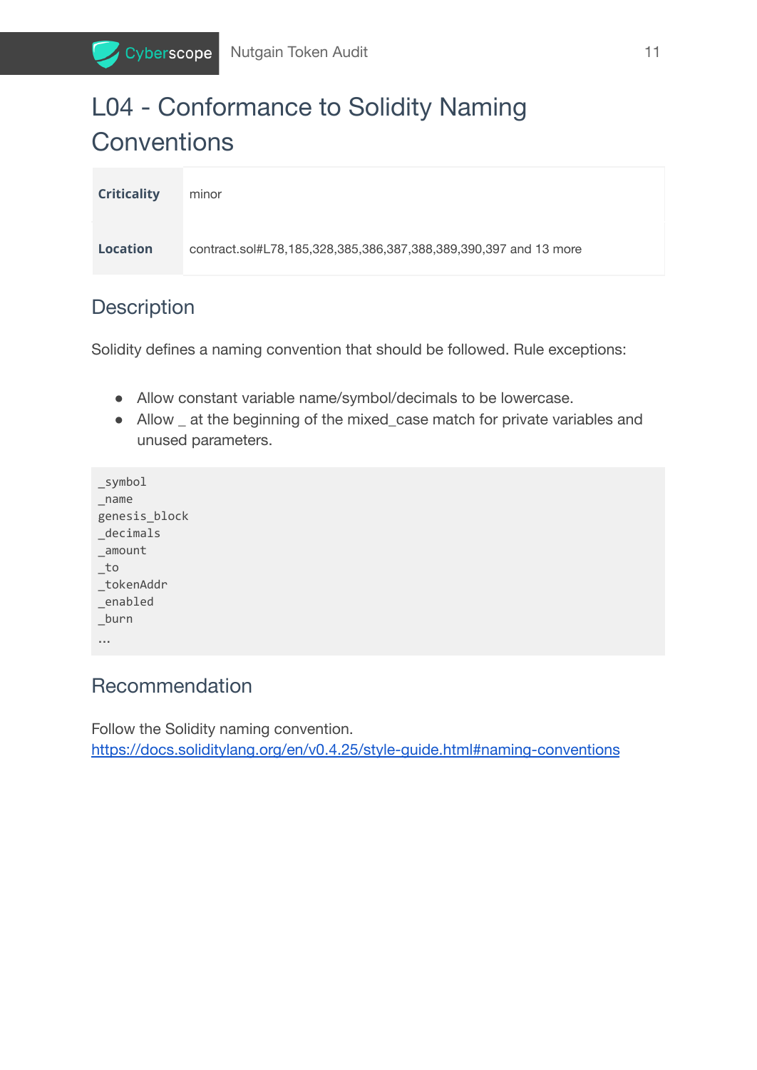## L04 - Conformance to Solidity Naming Conventions

| | |
|---|---|
| **Criticality** | minor |
| **Location** | contract.sol#L78,185,328,385,386,387,388,389,390,397 and 13 more |

### Description

Solidity defines a naming convention that should be followed. Rule exceptions:

- Allow constant variable name/symbol/decimals to be lowercase.
- Allow _ at the beginning of the mixed_case match for private variables and unused parameters.

```
_symbol
_name
genesis_block
_decimals
_amount
_to
_tokenAddr
_enabled
_burn
...
```

### Recommendation

Follow the Solidity naming convention.
https://docs.soliditylang.org/en/v0.4.25/style-guide.html#naming-conventions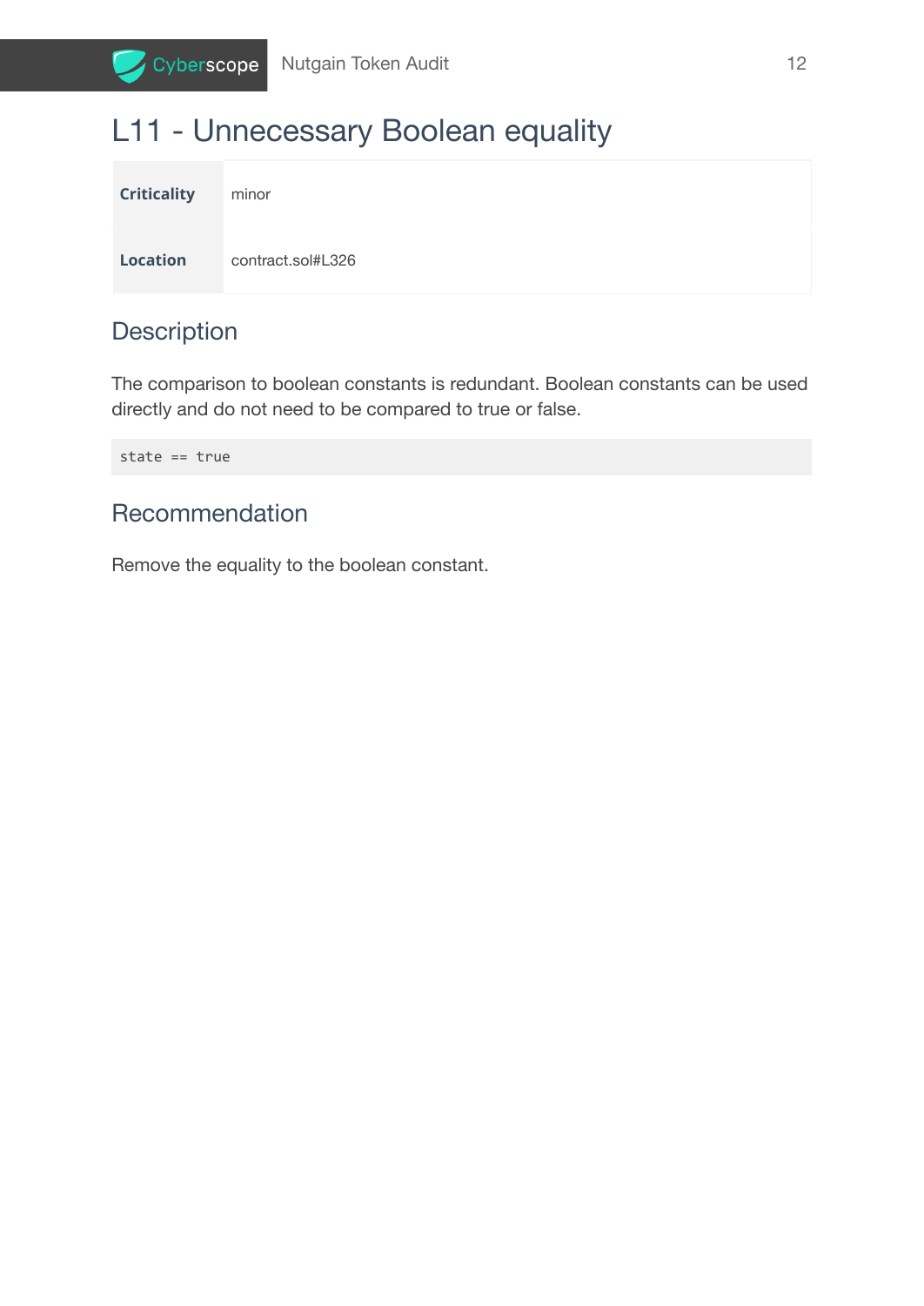# L11 - Unnecessary Boolean equality

| | |
|---|---|
| **Criticality** | minor |
| **Location** | contract.sol#L326 |

## Description

The comparison to boolean constants is redundant. Boolean constants can be used directly and do not need to be compared to true or false.

```
state == true
```

## Recommendation

Remove the equality to the boolean constant.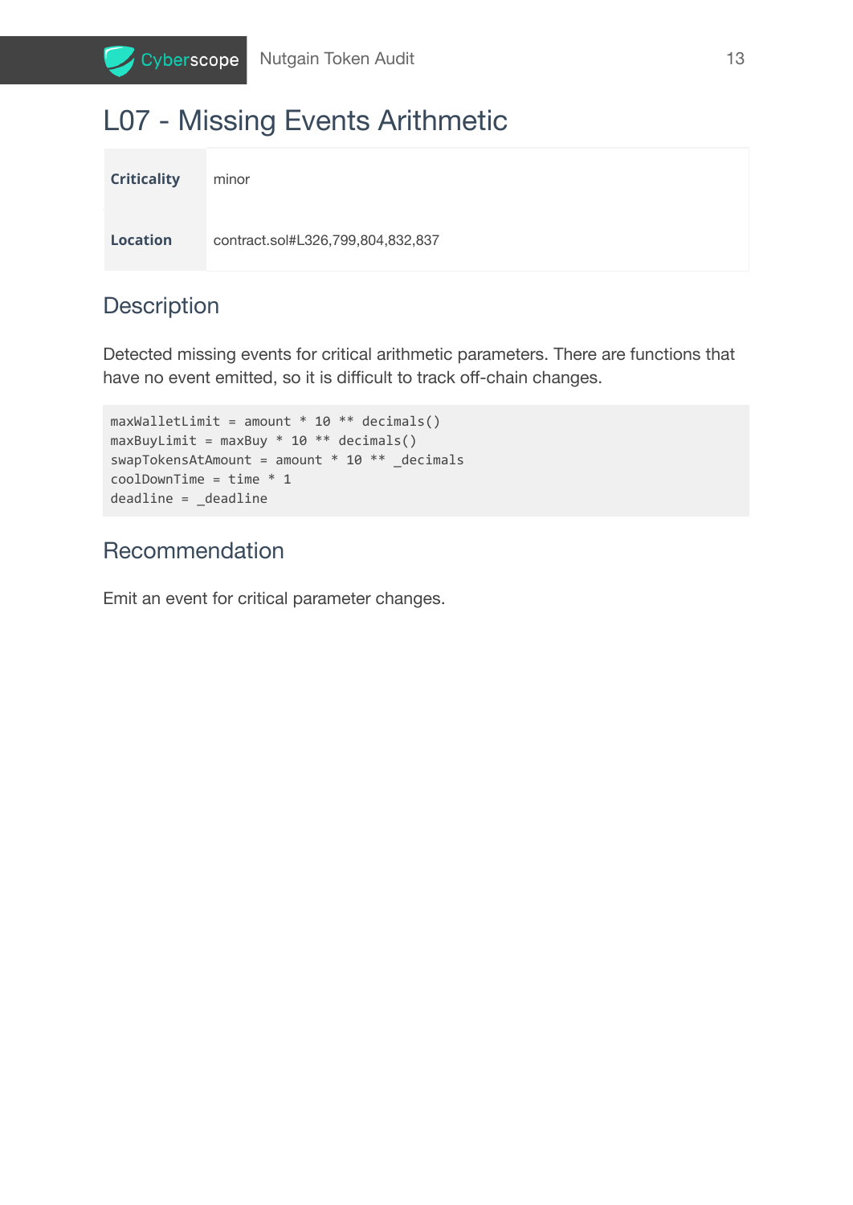# L07 - Missing Events Arithmetic

| | |
|---|---|
| **Criticality** | minor |
| **Location** | contract.sol#L326,799,804,832,837 |

## Description

Detected missing events for critical arithmetic parameters. There are functions that have no event emitted, so it is difficult to track off-chain changes.

```
maxWalletLimit = amount * 10 ** decimals()
maxBuyLimit = maxBuy * 10 ** decimals()
swapTokensAtAmount = amount * 10 ** _decimals
coolDownTime = time * 1
deadline = _deadline
```

## Recommendation

Emit an event for critical parameter changes.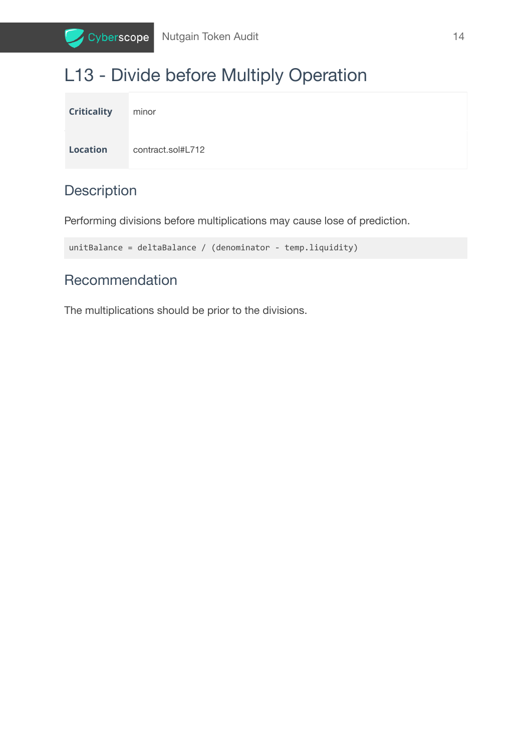# L13 - Divide before Multiply Operation

| | |
|---|---|
| **Criticality** | minor |
| **Location** | contract.sol#L712 |

## Description

Performing divisions before multiplications may cause lose of prediction.

```
unitBalance = deltaBalance / (denominator - temp.liquidity)
```

## Recommendation

The multiplications should be prior to the divisions.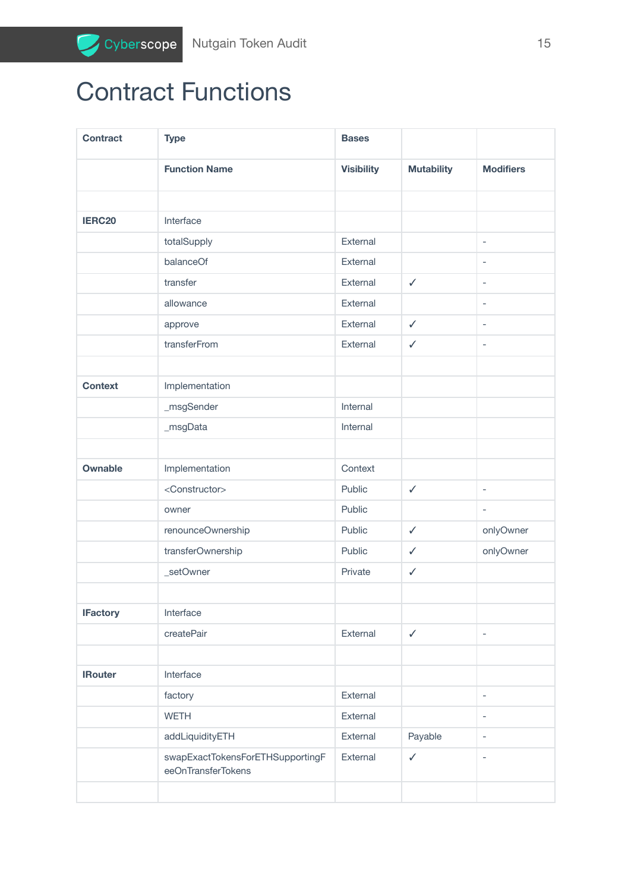# Contract Functions

| Contract | Type | Bases | | |
|---|---|---|---|---|
| | **Function Name** | **Visibility** | **Mutability** | **Modifiers** |
| | | | | |
| **IERC20** | Interface | | | |
| | totalSupply | External | | - |
| | balanceOf | External | | - |
| | transfer | External | ✓ | - |
| | allowance | External | | - |
| | approve | External | ✓ | - |
| | transferFrom | External | ✓ | - |
| | | | | |
| **Context** | Implementation | | | |
| | _msgSender | Internal | | |
| | _msgData | Internal | | |
| | | | | |
| **Ownable** | Implementation | Context | | |
| | <Constructor> | Public | ✓ | - |
| | owner | Public | | - |
| | renounceOwnership | Public | ✓ | onlyOwner |
| | transferOwnership | Public | ✓ | onlyOwner |
| | _setOwner | Private | ✓ | |
| | | | | |
| **IFactory** | Interface | | | |
| | createPair | External | ✓ | - |
| | | | | |
| **IRouter** | Interface | | | |
| | factory | External | | - |
| | WETH | External | | - |
| | addLiquidityETH | External | Payable | - |
| | swapExactTokensForETHSupportingFeeOnTransferTokens | External | ✓ | - |
| | | | | |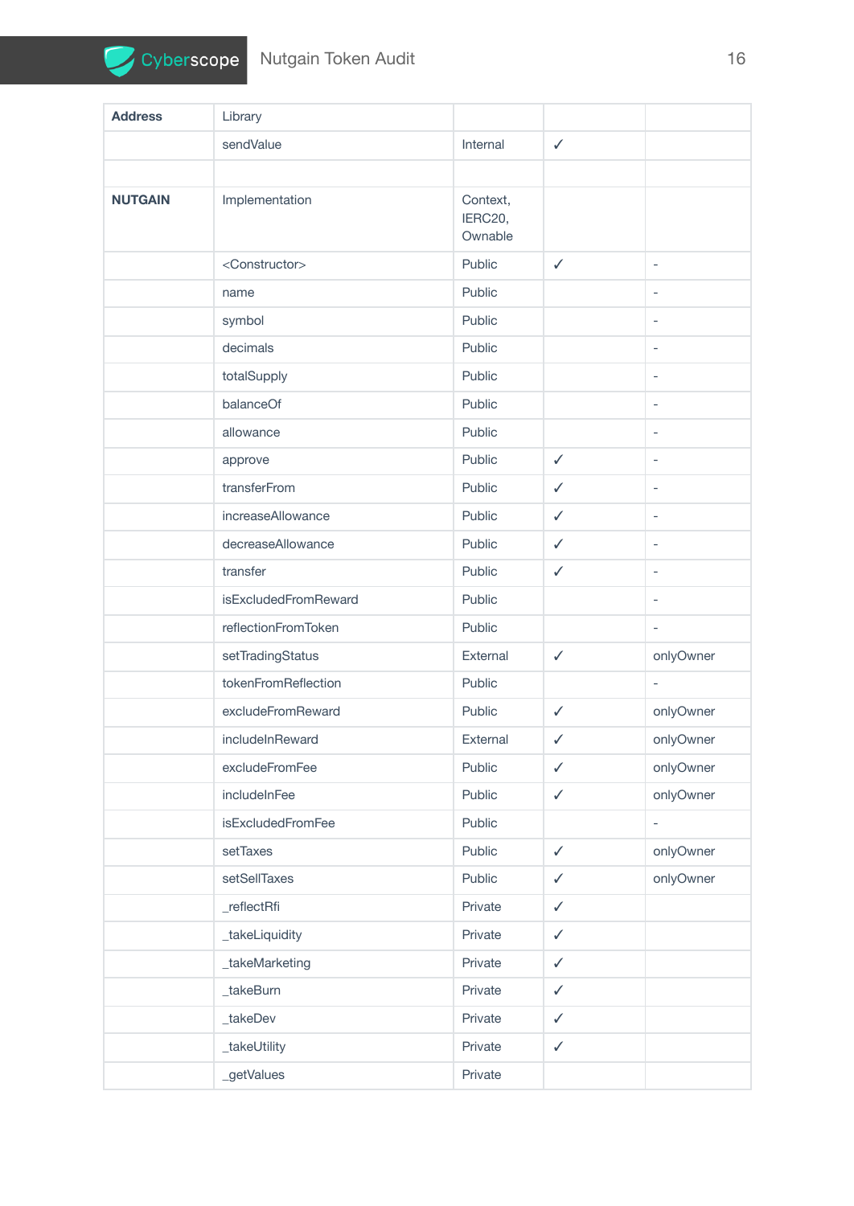| | | | | |
|---|---|---|---|---|
| **Address** | Library | | | |
| | sendValue | Internal | ✓ | |
| | | | | |
| **NUTGAIN** | Implementation | Context, IERC20, Ownable | | |
| | <Constructor> | Public | ✓ | - |
| | name | Public | | - |
| | symbol | Public | | - |
| | decimals | Public | | - |
| | totalSupply | Public | | - |
| | balanceOf | Public | | - |
| | allowance | Public | | - |
| | approve | Public | ✓ | - |
| | transferFrom | Public | ✓ | - |
| | increaseAllowance | Public | ✓ | - |
| | decreaseAllowance | Public | ✓ | - |
| | transfer | Public | ✓ | - |
| | isExcludedFromReward | Public | | - |
| | reflectionFromToken | Public | | - |
| | setTradingStatus | External | ✓ | onlyOwner |
| | tokenFromReflection | Public | | - |
| | excludeFromReward | Public | ✓ | onlyOwner |
| | includeInReward | External | ✓ | onlyOwner |
| | excludeFromFee | Public | ✓ | onlyOwner |
| | includeInFee | Public | ✓ | onlyOwner |
| | isExcludedFromFee | Public | | - |
| | setTaxes | Public | ✓ | onlyOwner |
| | setSellTaxes | Public | ✓ | onlyOwner |
| | _reflectRfi | Private | ✓ | |
| | _takeLiquidity | Private | ✓ | |
| | _takeMarketing | Private | ✓ | |
| | _takeBurn | Private | ✓ | |
| | _takeDev | Private | ✓ | |
| | _takeUtility | Private | ✓ | |
| | _getValues | Private | | |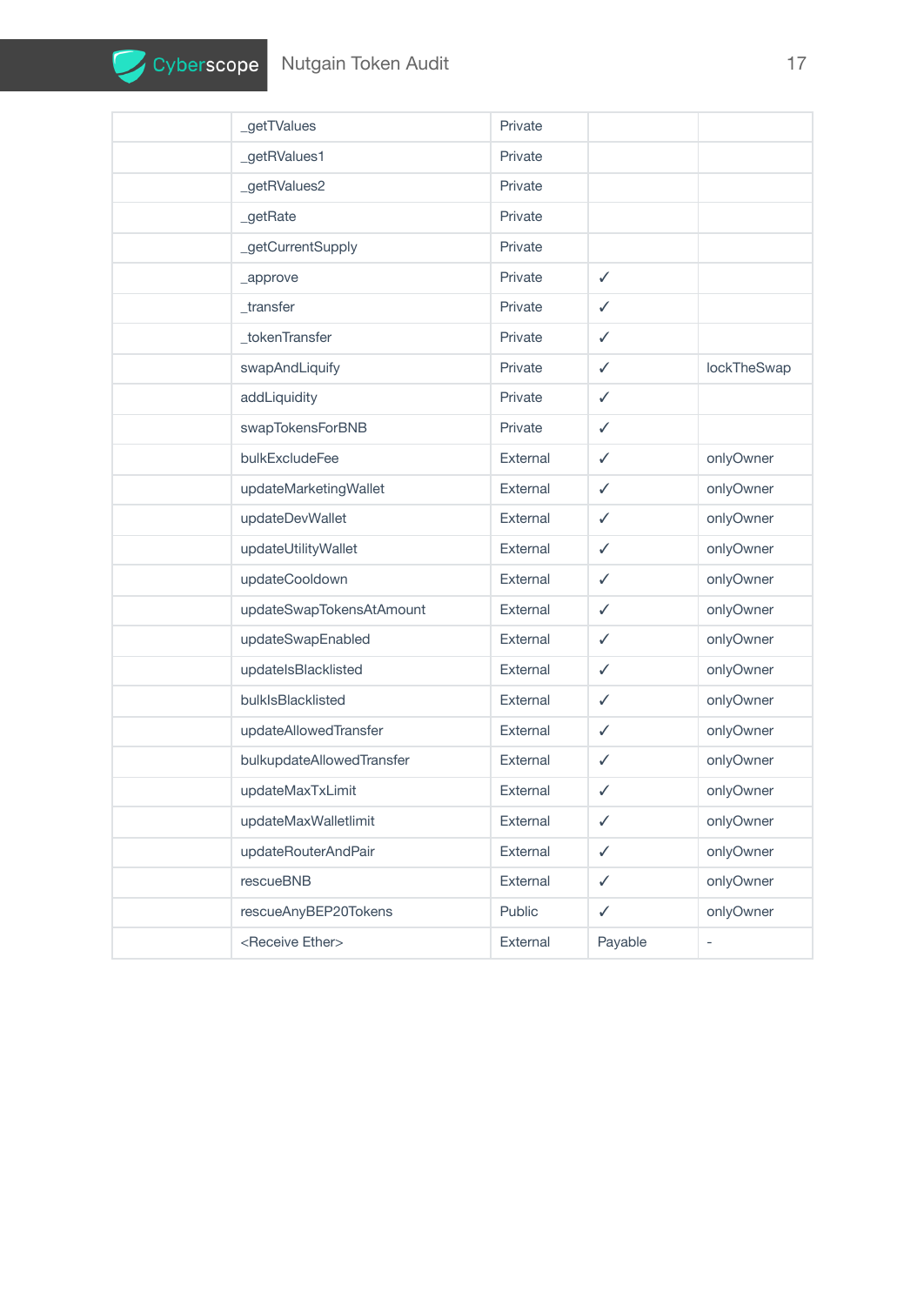| | | | | |
|---|---|---|---|---|
| | _getTValues | Private | | |
| | _getRValues1 | Private | | |
| | _getRValues2 | Private | | |
| | _getRate | Private | | |
| | _getCurrentSupply | Private | | |
| | _approve | Private | ✓ | |
| | _transfer | Private | ✓ | |
| | _tokenTransfer | Private | ✓ | |
| | swapAndLiquify | Private | ✓ | lockTheSwap |
| | addLiquidity | Private | ✓ | |
| | swapTokensForBNB | Private | ✓ | |
| | bulkExcludeFee | External | ✓ | onlyOwner |
| | updateMarketingWallet | External | ✓ | onlyOwner |
| | updateDevWallet | External | ✓ | onlyOwner |
| | updateUtilityWallet | External | ✓ | onlyOwner |
| | updateCooldown | External | ✓ | onlyOwner |
| | updateSwapTokensAtAmount | External | ✓ | onlyOwner |
| | updateSwapEnabled | External | ✓ | onlyOwner |
| | updateIsBlacklisted | External | ✓ | onlyOwner |
| | bulkIsBlacklisted | External | ✓ | onlyOwner |
| | updateAllowedTransfer | External | ✓ | onlyOwner |
| | bulkupdateAllowedTransfer | External | ✓ | onlyOwner |
| | updateMaxTxLimit | External | ✓ | onlyOwner |
| | updateMaxWalletlimit | External | ✓ | onlyOwner |
| | updateRouterAndPair | External | ✓ | onlyOwner |
| | rescueBNB | External | ✓ | onlyOwner |
| | rescueAnyBEP20Tokens | Public | ✓ | onlyOwner |
| | <Receive Ether> | External | Payable | - |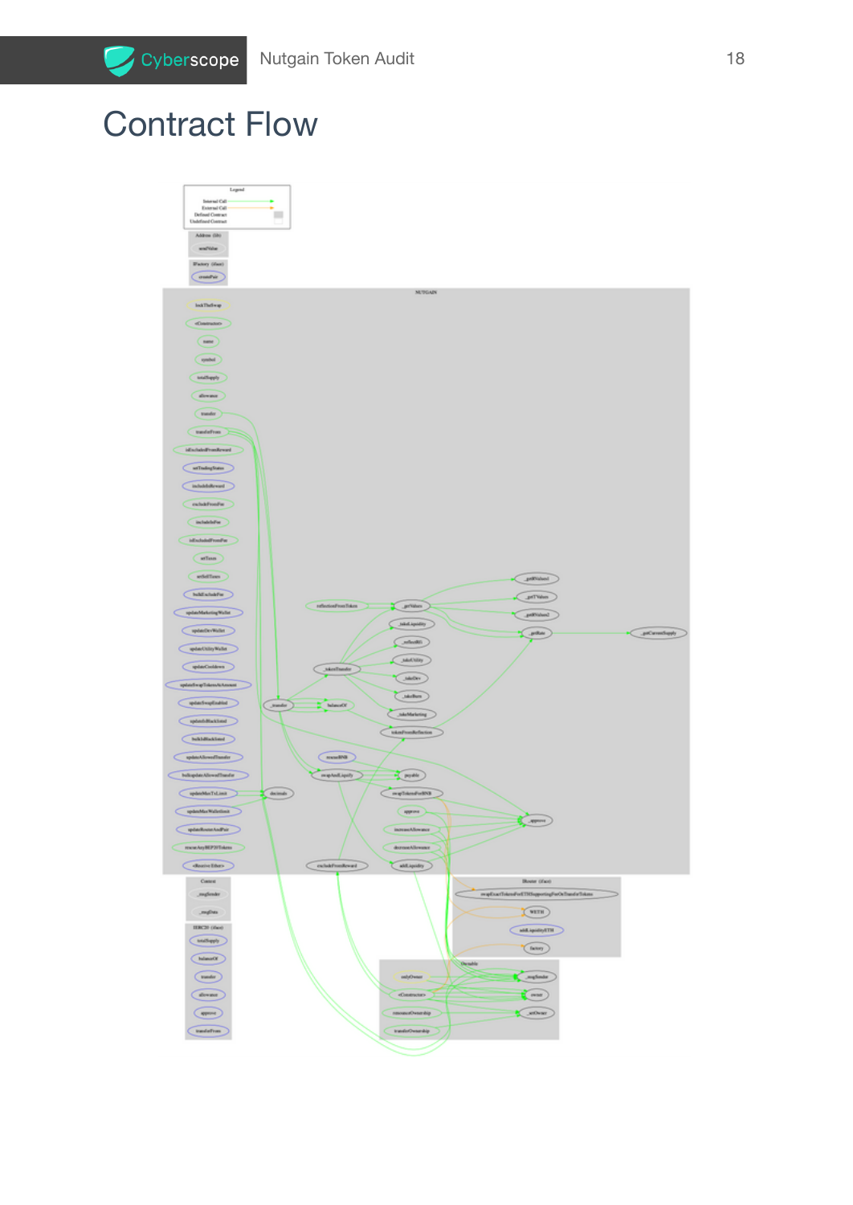# Contract Flow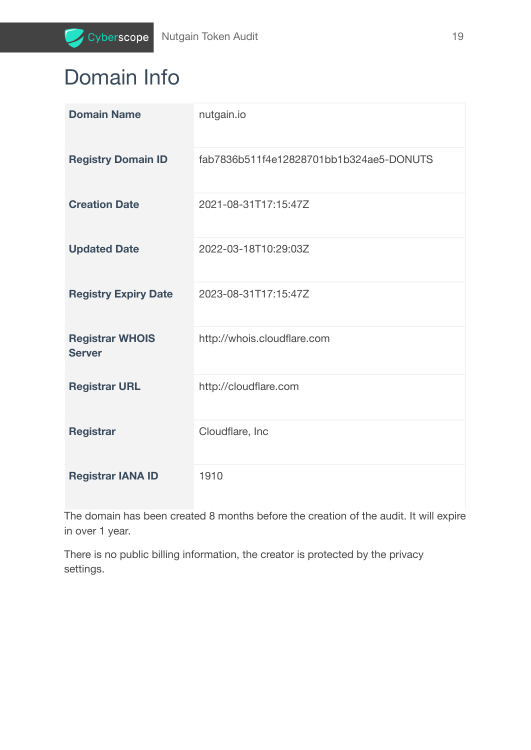# Domain Info

| | |
|---|---|
| **Domain Name** | nutgain.io |
| **Registry Domain ID** | fab7836b511f4e12828701bb1b324ae5-DONUTS |
| **Creation Date** | 2021-08-31T17:15:47Z |
| **Updated Date** | 2022-03-18T10:29:03Z |
| **Registry Expiry Date** | 2023-08-31T17:15:47Z |
| **Registrar WHOIS Server** | http://whois.cloudflare.com |
| **Registrar URL** | http://cloudflare.com |
| **Registrar** | Cloudflare, Inc |
| **Registrar IANA ID** | 1910 |

The domain has been created 8 months before the creation of the audit. It will expire in over 1 year.

There is no public billing information, the creator is protected by the privacy settings.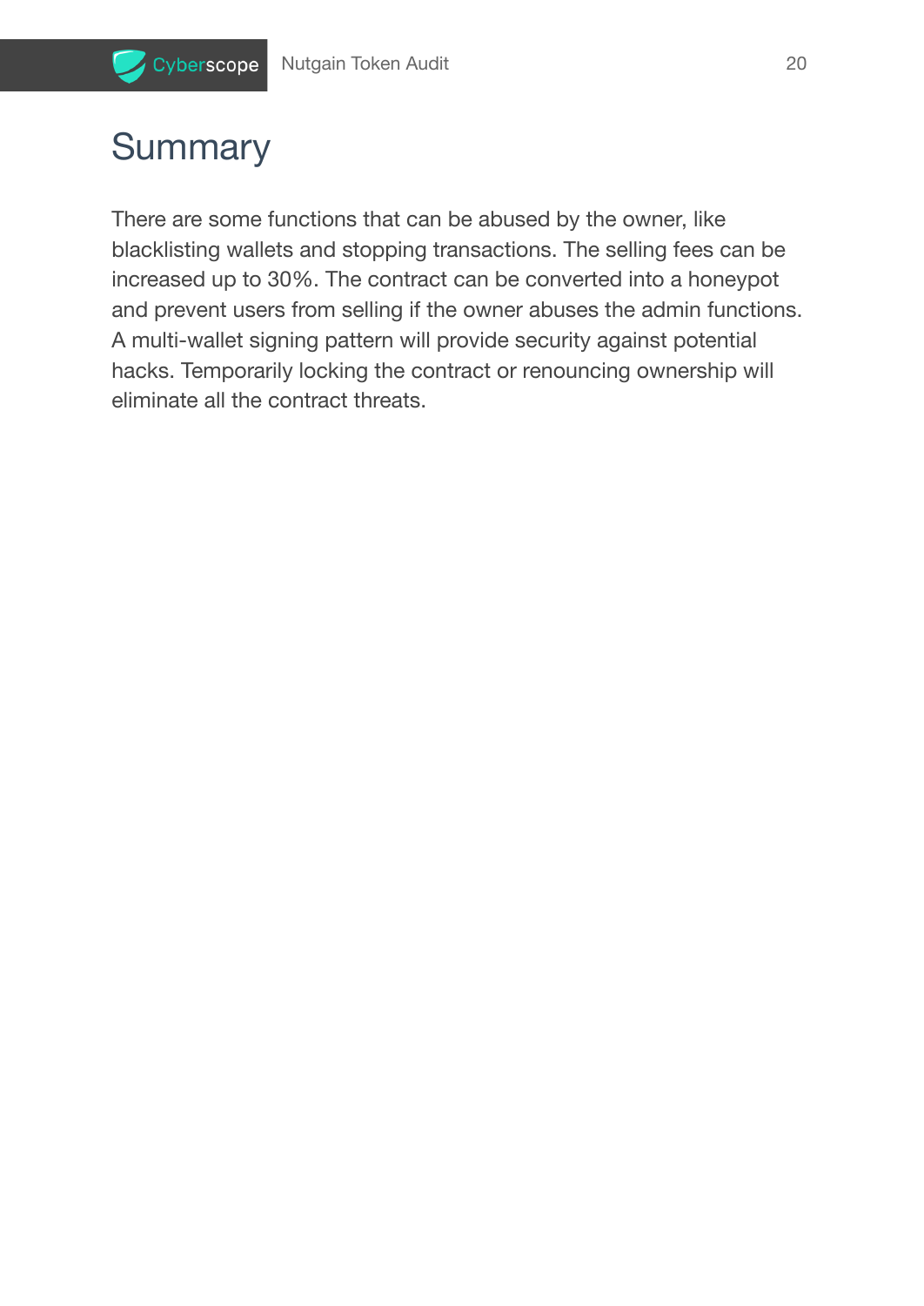# Summary

There are some functions that can be abused by the owner, like blacklisting wallets and stopping transactions. The selling fees can be increased up to 30%. The contract can be converted into a honeypot and prevent users from selling if the owner abuses the admin functions. A multi-wallet signing pattern will provide security against potential hacks. Temporarily locking the contract or renouncing ownership will eliminate all the contract threats.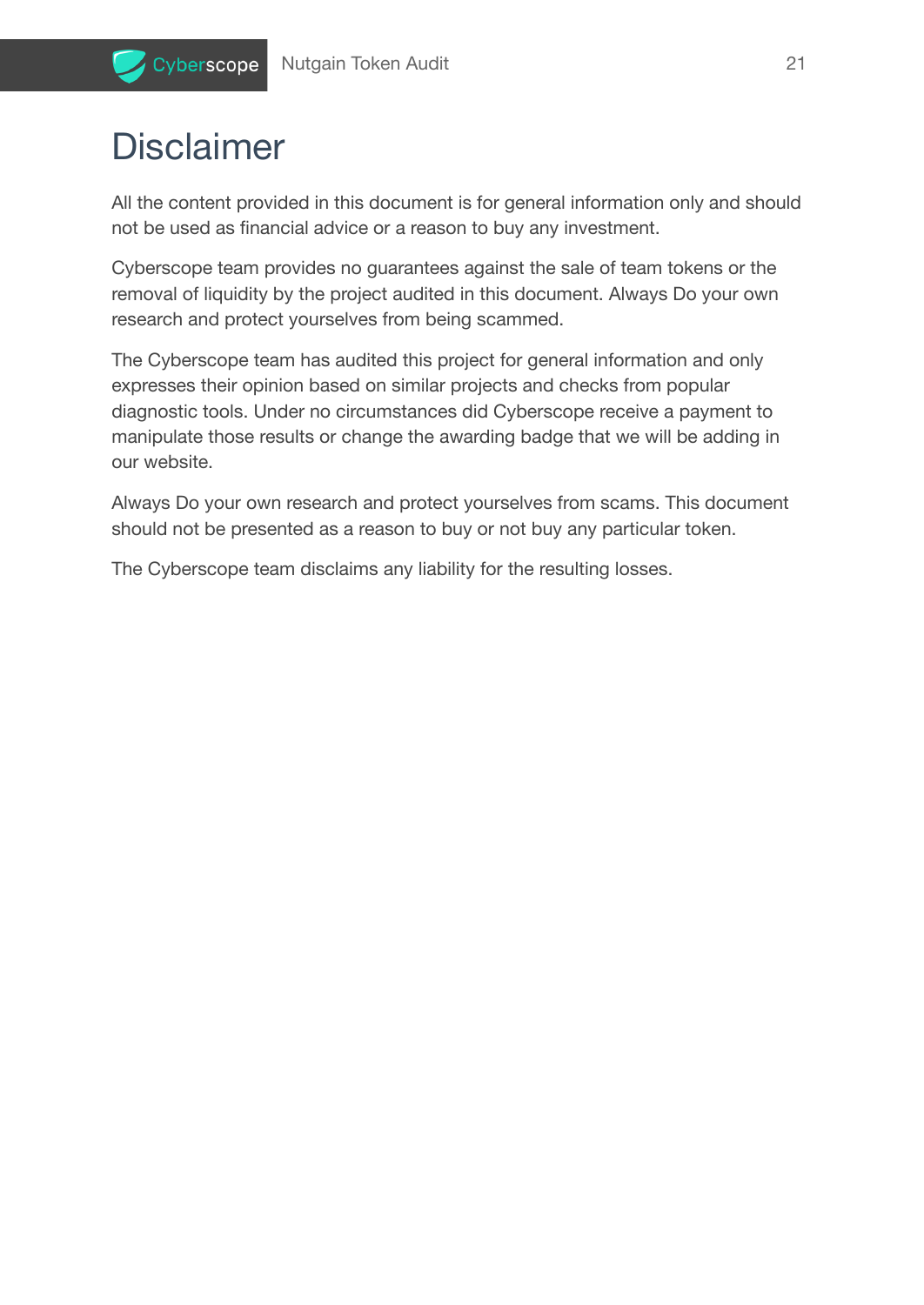# Disclaimer

All the content provided in this document is for general information only and should not be used as financial advice or a reason to buy any investment.

Cyberscope team provides no guarantees against the sale of team tokens or the removal of liquidity by the project audited in this document. Always Do your own research and protect yourselves from being scammed.

The Cyberscope team has audited this project for general information and only expresses their opinion based on similar projects and checks from popular diagnostic tools. Under no circumstances did Cyberscope receive a payment to manipulate those results or change the awarding badge that we will be adding in our website.

Always Do your own research and protect yourselves from scams. This document should not be presented as a reason to buy or not buy any particular token.

The Cyberscope team disclaims any liability for the resulting losses.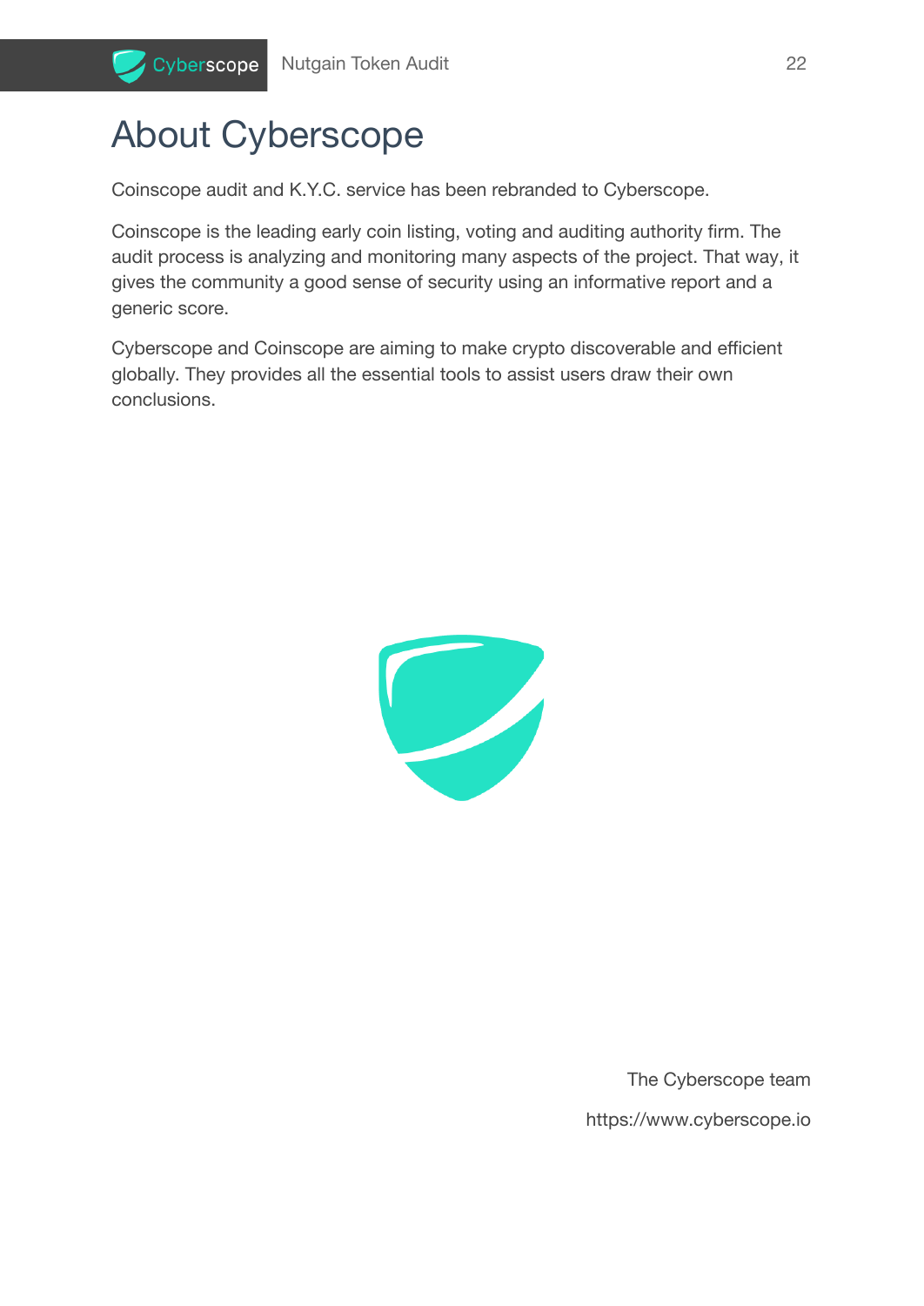# About Cyberscope

Coinscope audit and K.Y.C. service has been rebranded to Cyberscope.

Coinscope is the leading early coin listing, voting and auditing authority firm. The audit process is analyzing and monitoring many aspects of the project. That way, it gives the community a good sense of security using an informative report and a generic score.

Cyberscope and Coinscope are aiming to make crypto discoverable and efficient globally. They provides all the essential tools to assist users draw their own conclusions.

The Cyberscope team

https://www.cyberscope.io